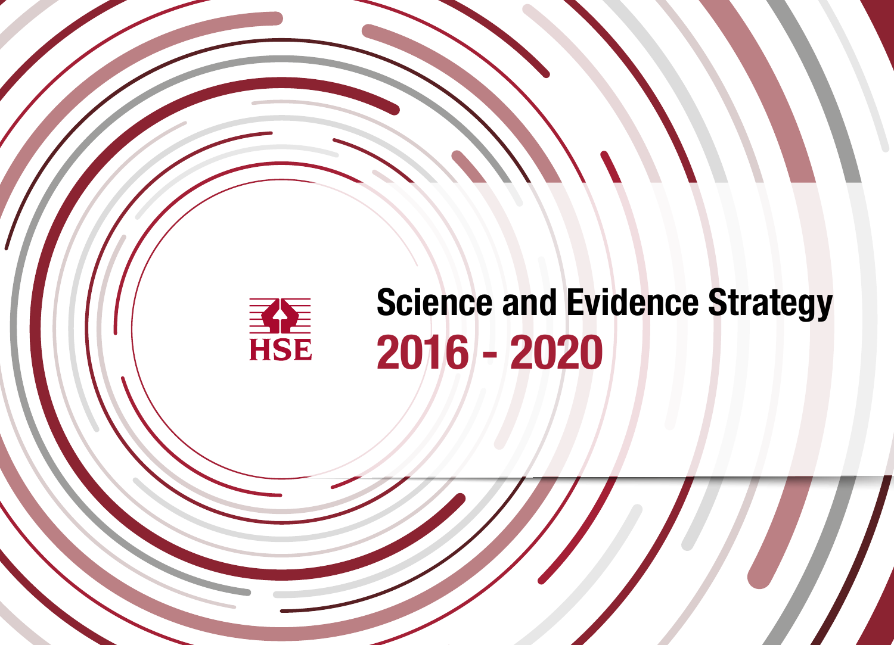HSE

# Science and Evidence Strategy

## 2016 - 2020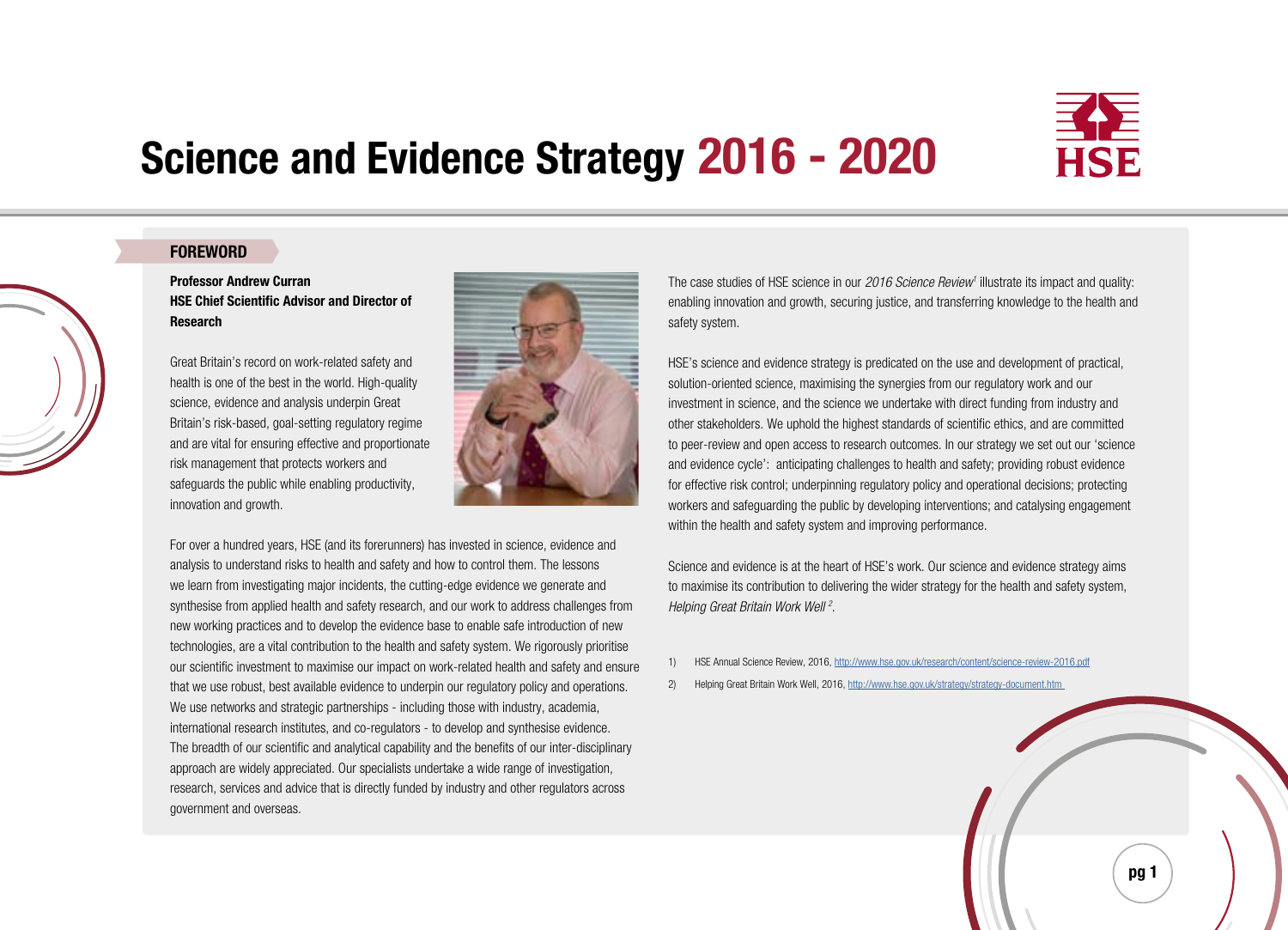# Science and Evidence Strategy 2016 - 2020

HSE

## FOREWORD

**Professor Andrew Curran**
**HSE Chief Scientific Advisor and Director of Research**

Great Britain's record on work-related safety and health is one of the best in the world. High-quality science, evidence and analysis underpin Great Britain's risk-based, goal-setting regulatory regime and are vital for ensuring effective and proportionate risk management that protects workers and safeguards the public while enabling productivity, innovation and growth.

For over a hundred years, HSE (and its forerunners) has invested in science, evidence and analysis to understand risks to health and safety and how to control them. The lessons we learn from investigating major incidents, the cutting-edge evidence we generate and synthesise from applied health and safety research, and our work to address challenges from new working practices and to develop the evidence base to enable safe introduction of new technologies, are a vital contribution to the health and safety system. We rigorously prioritise our scientific investment to maximise our impact on work-related health and safety and ensure that we use robust, best available evidence to underpin our regulatory policy and operations. We use networks and strategic partnerships - including those with industry, academia, international research institutes, and co-regulators - to develop and synthesise evidence. The breadth of our scientific and analytical capability and the benefits of our inter-disciplinary approach are widely appreciated. Our specialists undertake a wide range of investigation, research, services and advice that is directly funded by industry and other regulators across government and overseas.

The case studies of HSE science in our *2016 Science Review*[1] illustrate its impact and quality: enabling innovation and growth, securing justice, and transferring knowledge to the health and safety system.

HSE's science and evidence strategy is predicated on the use and development of practical, solution-oriented science, maximising the synergies from our regulatory work and our investment in science, and the science we undertake with direct funding from industry and other stakeholders. We uphold the highest standards of scientific ethics, and are committed to peer-review and open access to research outcomes. In our strategy we set out our 'science and evidence cycle': anticipating challenges to health and safety; providing robust evidence for effective risk control; underpinning regulatory policy and operational decisions; protecting workers and safeguarding the public by developing interventions; and catalysing engagement within the health and safety system and improving performance.

Science and evidence is at the heart of HSE's work. Our science and evidence strategy aims to maximise its contribution to delivering the wider strategy for the health and safety system, *Helping Great Britain Work Well*[2].

1) HSE Annual Science Review, 2016, http://www.hse.gov.uk/research/content/science-review-2016.pdf

2) Helping Great Britain Work Well, 2016, http://www.hse.gov.uk/strategy/strategy-document.htm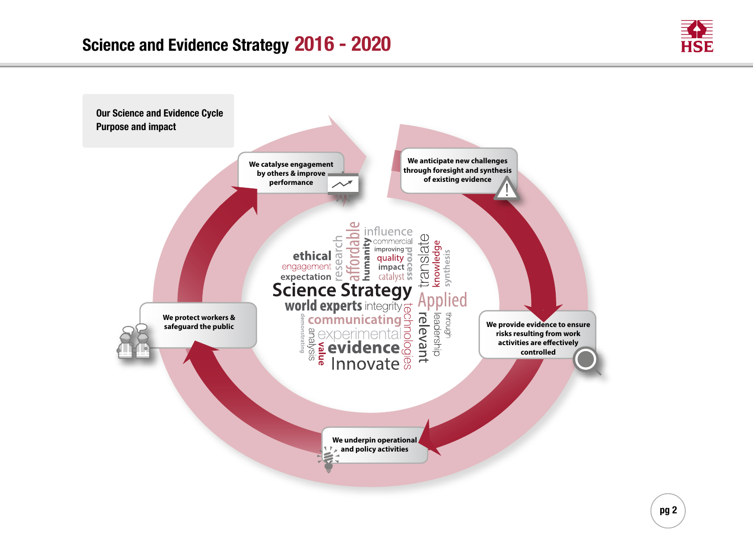## Our Science and Evidence Cycle
### Purpose and impact

We catalyse engagement by others & improve performance

We anticipate new challenges through foresight and synthesis of existing evidence

We provide evidence to ensure risks resulting from work activities are effectively controlled

We underpin operational and policy activities

We protect workers & safeguard the public

influence commercial improving quality impact catalyst ethical engagement expectation research affordable humanity process translate knowledge synthesis Science Strategy Applied world experts integrity communicating experimental evidence Innovate demonstrating analysis value technologies relevant leadership through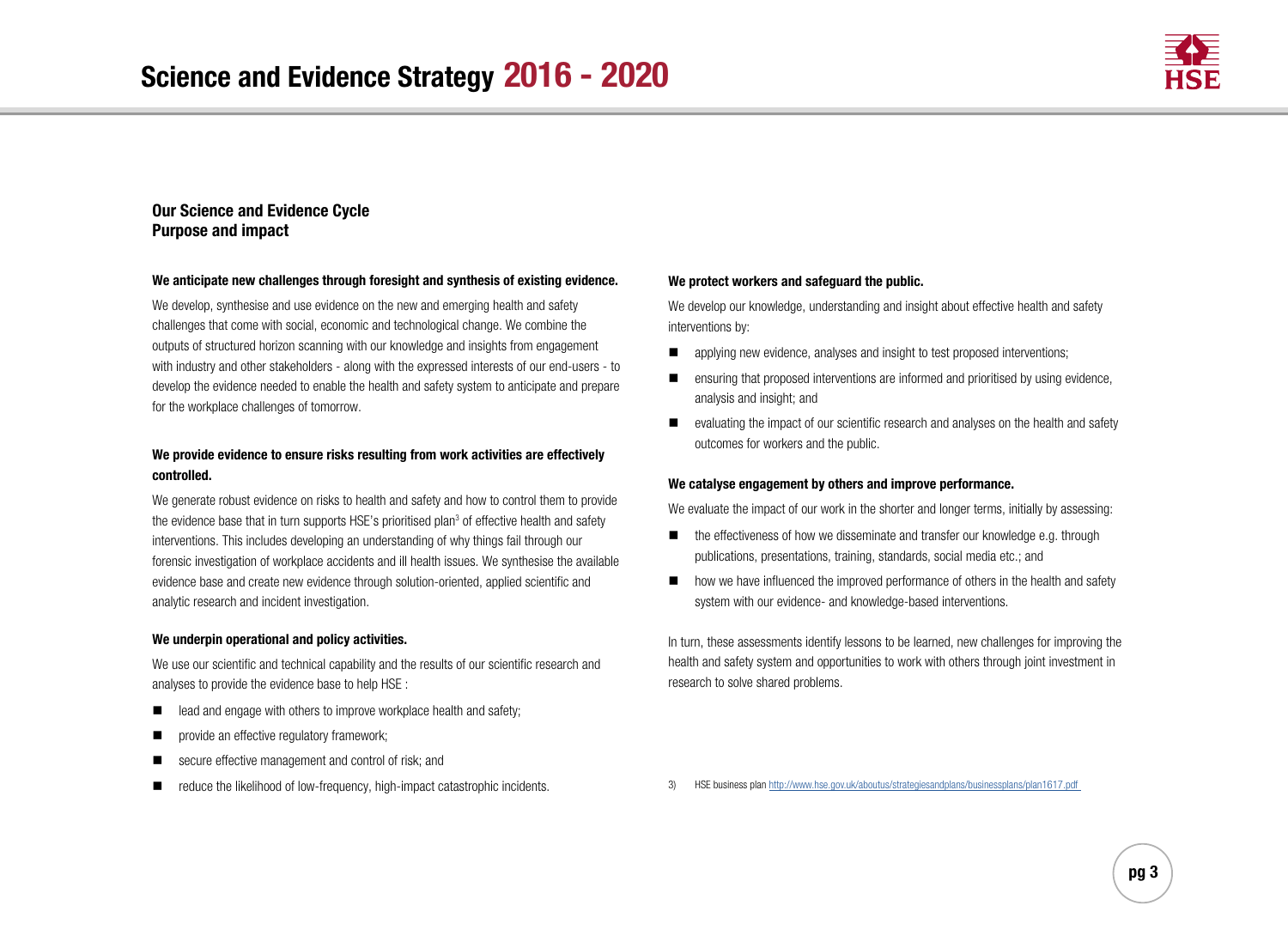## Our Science and Evidence Cycle
## Purpose and impact

**We anticipate new challenges through foresight and synthesis of existing evidence.**

We develop, synthesise and use evidence on the new and emerging health and safety challenges that come with social, economic and technological change. We combine the outputs of structured horizon scanning with our knowledge and insights from engagement with industry and other stakeholders - along with the expressed interests of our end-users - to develop the evidence needed to enable the health and safety system to anticipate and prepare for the workplace challenges of tomorrow.

**We provide evidence to ensure risks resulting from work activities are effectively controlled.**

We generate robust evidence on risks to health and safety and how to control them to provide the evidence base that in turn supports HSE's prioritised plan[3] of effective health and safety interventions. This includes developing an understanding of why things fail through our forensic investigation of workplace accidents and ill health issues. We synthesise the available evidence base and create new evidence through solution-oriented, applied scientific and analytic research and incident investigation.

**We underpin operational and policy activities.**

We use our scientific and technical capability and the results of our scientific research and analyses to provide the evidence base to help HSE :

- lead and engage with others to improve workplace health and safety;
- provide an effective regulatory framework;
- secure effective management and control of risk; and
- reduce the likelihood of low-frequency, high-impact catastrophic incidents.

**We protect workers and safeguard the public.**

We develop our knowledge, understanding and insight about effective health and safety interventions by:

- applying new evidence, analyses and insight to test proposed interventions;
- ensuring that proposed interventions are informed and prioritised by using evidence, analysis and insight; and
- evaluating the impact of our scientific research and analyses on the health and safety outcomes for workers and the public.

**We catalyse engagement by others and improve performance.**

We evaluate the impact of our work in the shorter and longer terms, initially by assessing:

- the effectiveness of how we disseminate and transfer our knowledge e.g. through publications, presentations, training, standards, social media etc.; and
- how we have influenced the improved performance of others in the health and safety system with our evidence- and knowledge-based interventions.

In turn, these assessments identify lessons to be learned, new challenges for improving the health and safety system and opportunities to work with others through joint investment in research to solve shared problems.

3) HSE business plan http://www.hse.gov.uk/aboutus/strategiesandplans/businessplans/plan1617.pdf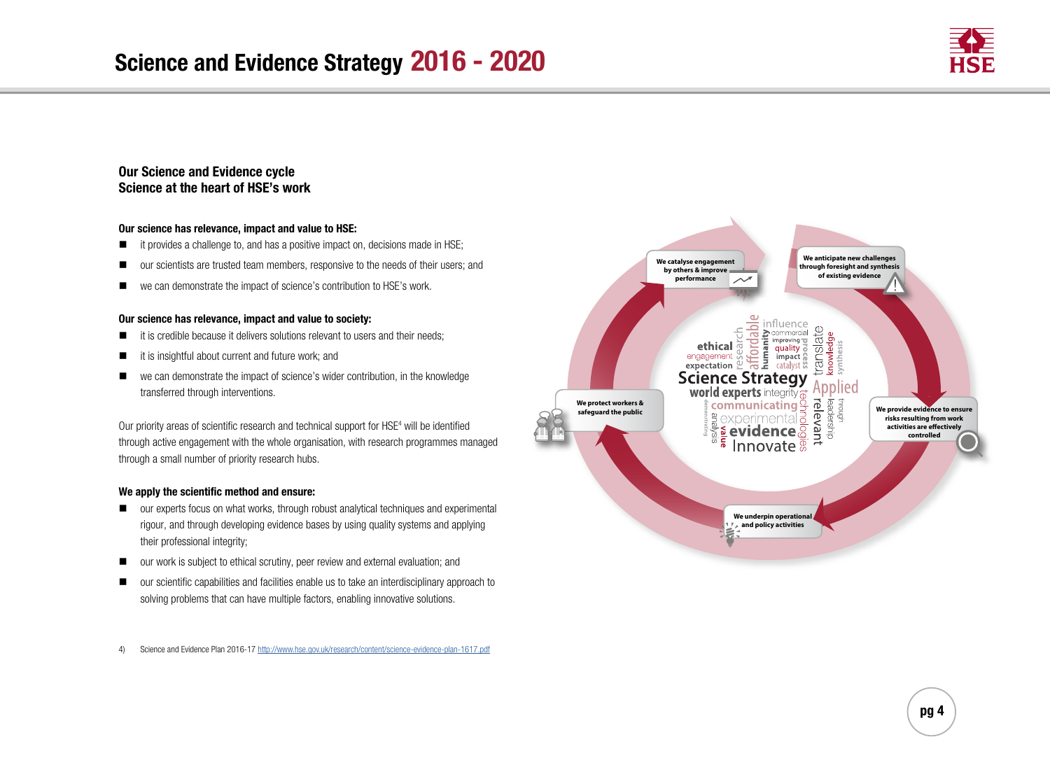## Our Science and Evidence cycle
## Science at the heart of HSE's work

**Our science has relevance, impact and value to HSE:**

- it provides a challenge to, and has a positive impact on, decisions made in HSE;
- our scientists are trusted team members, responsive to the needs of their users; and
- we can demonstrate the impact of science's contribution to HSE's work.

**Our science has relevance, impact and value to society:**

- it is credible because it delivers solutions relevant to users and their needs;
- it is insightful about current and future work; and
- we can demonstrate the impact of science's wider contribution, in the knowledge transferred through interventions.

Our priority areas of scientific research and technical support for HSE[4] will be identified through active engagement with the whole organisation, with research programmes managed through a small number of priority research hubs.

**We apply the scientific method and ensure:**

- our experts focus on what works, through robust analytical techniques and experimental rigour, and through developing evidence bases by using quality systems and applying their professional integrity;
- our work is subject to ethical scrutiny, peer review and external evaluation; and
- our scientific capabilities and facilities enable us to take an interdisciplinary approach to solving problems that can have multiple factors, enabling innovative solutions.

We catalyse engagement by others & improve performance

We anticipate new challenges through foresight and synthesis of existing evidence

We provide evidence to ensure risks resulting from work activities are effectively controlled

We underpin operational and policy activities

We protect workers & safeguard the public

4) Science and Evidence Plan 2016-17 http://www.hse.gov.uk/research/content/science-evidence-plan-1617.pdf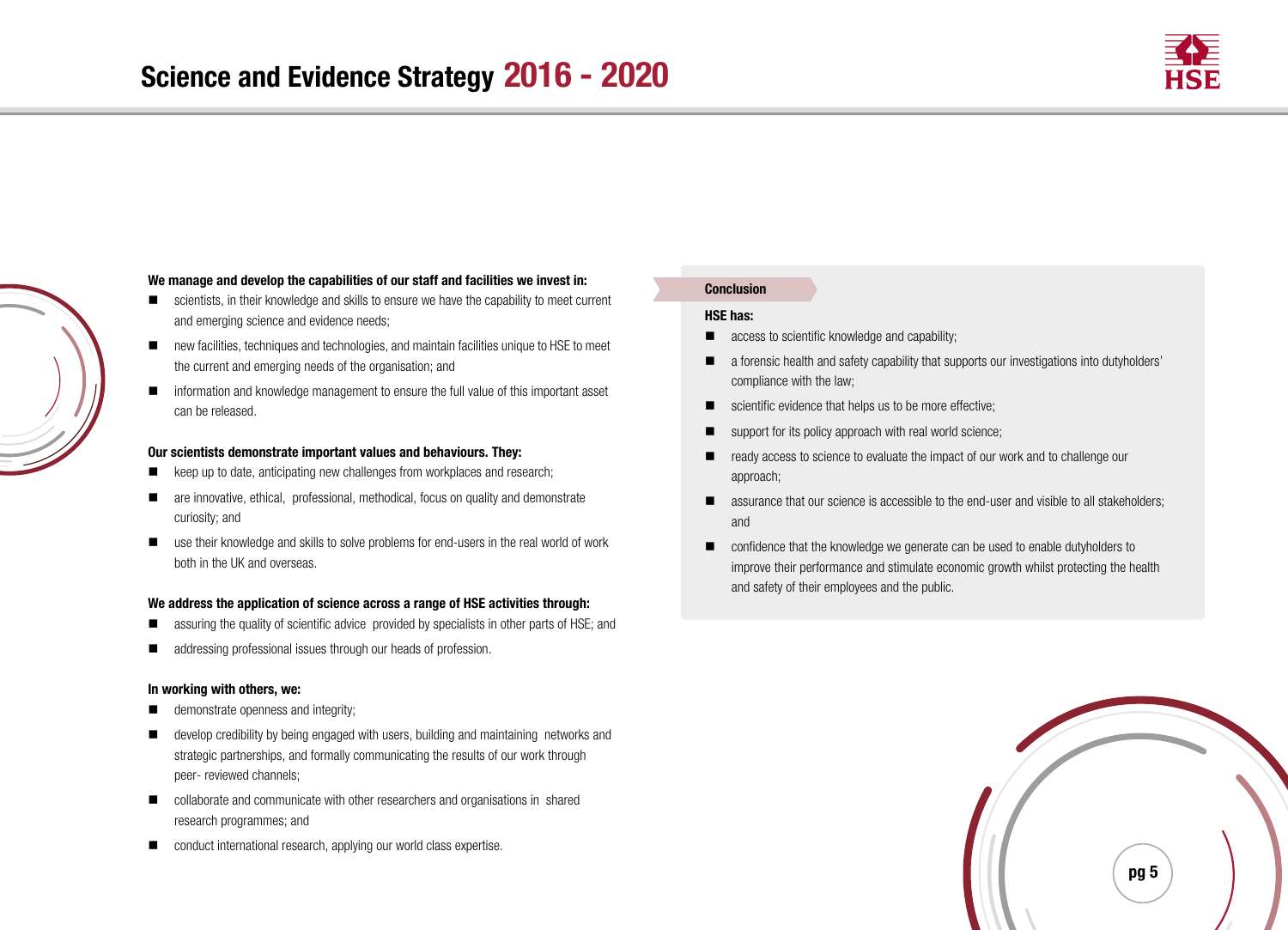**We manage and develop the capabilities of our staff and facilities we invest in:**

- scientists, in their knowledge and skills to ensure we have the capability to meet current and emerging science and evidence needs;
- new facilities, techniques and technologies, and maintain facilities unique to HSE to meet the current and emerging needs of the organisation; and
- information and knowledge management to ensure the full value of this important asset can be released.

**Our scientists demonstrate important values and behaviours. They:**

- keep up to date, anticipating new challenges from workplaces and research;
- are innovative, ethical, professional, methodical, focus on quality and demonstrate curiosity; and
- use their knowledge and skills to solve problems for end-users in the real world of work both in the UK and overseas.

**We address the application of science across a range of HSE activities through:**

- assuring the quality of scientific advice provided by specialists in other parts of HSE; and
- addressing professional issues through our heads of profession.

**In working with others, we:**

- demonstrate openness and integrity;
- develop credibility by being engaged with users, building and maintaining networks and strategic partnerships, and formally communicating the results of our work through peer- reviewed channels;
- collaborate and communicate with other researchers and organisations in shared research programmes; and
- conduct international research, applying our world class expertise.

## Conclusion

**HSE has:**

- access to scientific knowledge and capability;
- a forensic health and safety capability that supports our investigations into dutyholders' compliance with the law;
- scientific evidence that helps us to be more effective;
- support for its policy approach with real world science;
- ready access to science to evaluate the impact of our work and to challenge our approach;
- assurance that our science is accessible to the end-user and visible to all stakeholders; and
- confidence that the knowledge we generate can be used to enable dutyholders to improve their performance and stimulate economic growth whilst protecting the health and safety of their employees and the public.